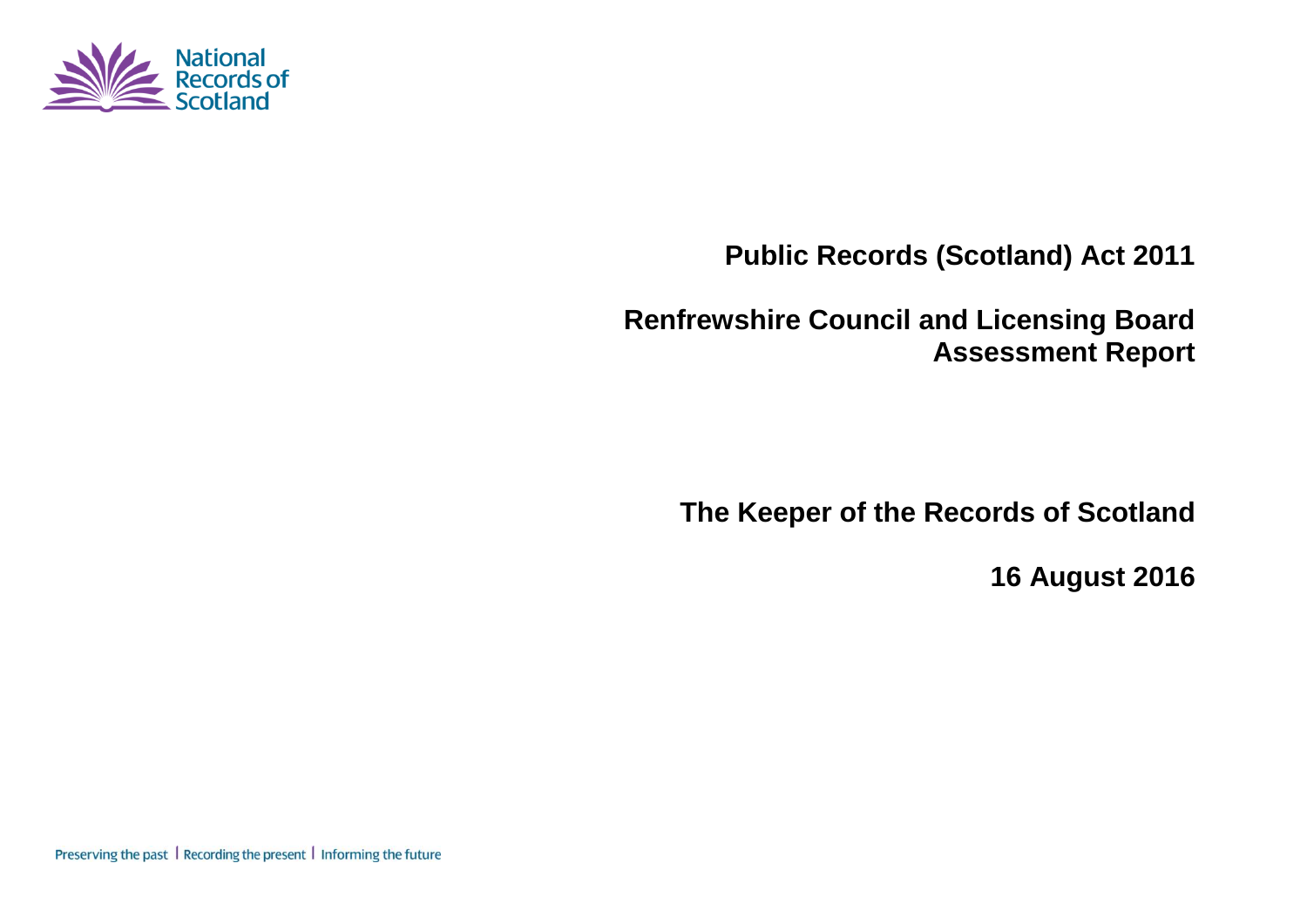National Records of Scotland

# Public Records (Scotland) Act 2011

# Renfrewshire Council and Licensing Board Assessment Report

## The Keeper of the Records of Scotland

## 16 August 2016

Preserving the past | Recording the present | Informing the future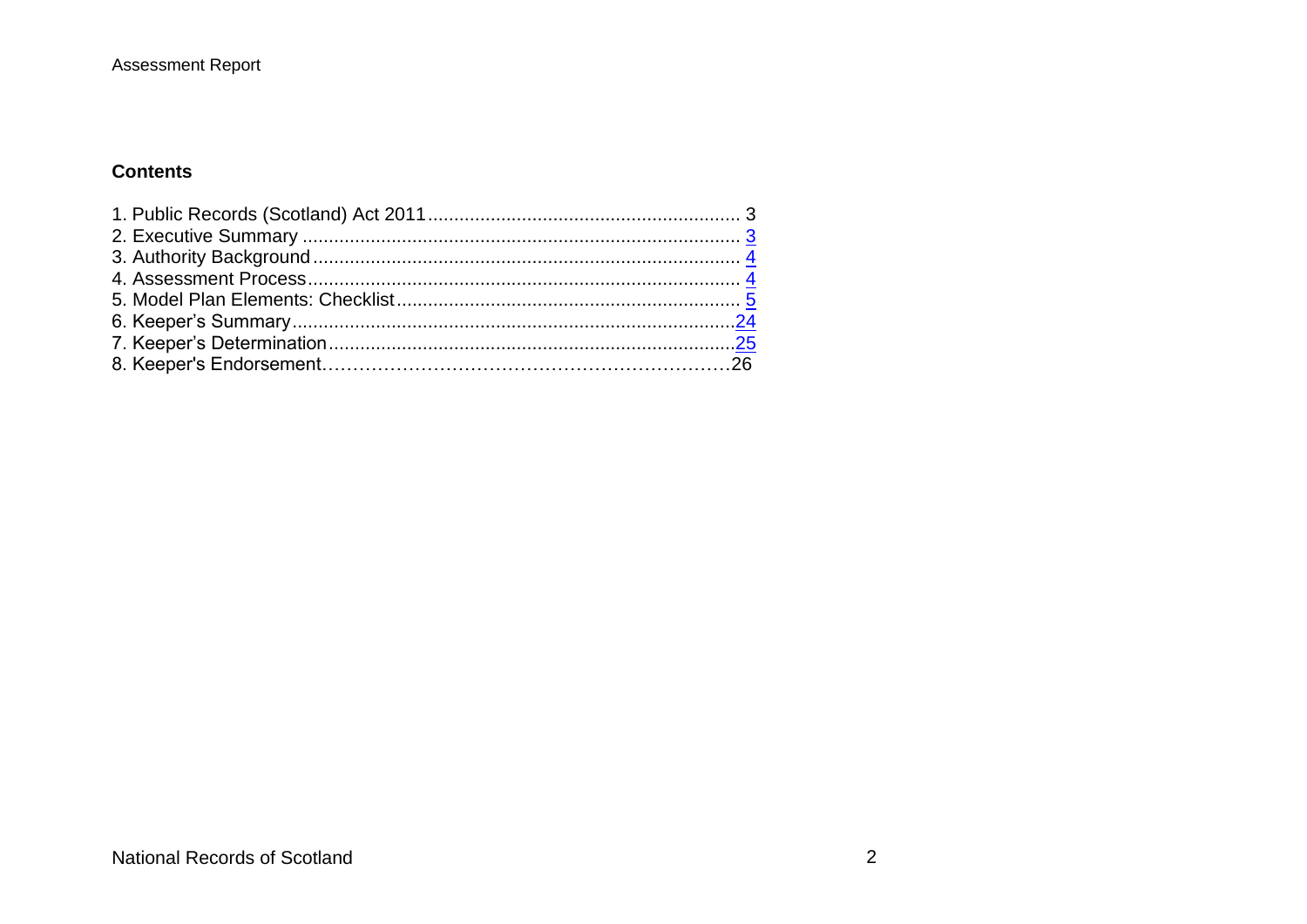## Contents

1. Public Records (Scotland) Act 2011 ........................................................... 3
2. Executive Summary .................................................................................. 3
3. Authority Background ............................................................................... 4
4. Assessment Process ................................................................................ 4
5. Model Plan Elements: Checklist ................................................................ 5
6. Keeper's Summary .................................................................................. 24
7. Keeper's Determination ........................................................................... 25
8. Keeper's Endorsement……………………………………………………26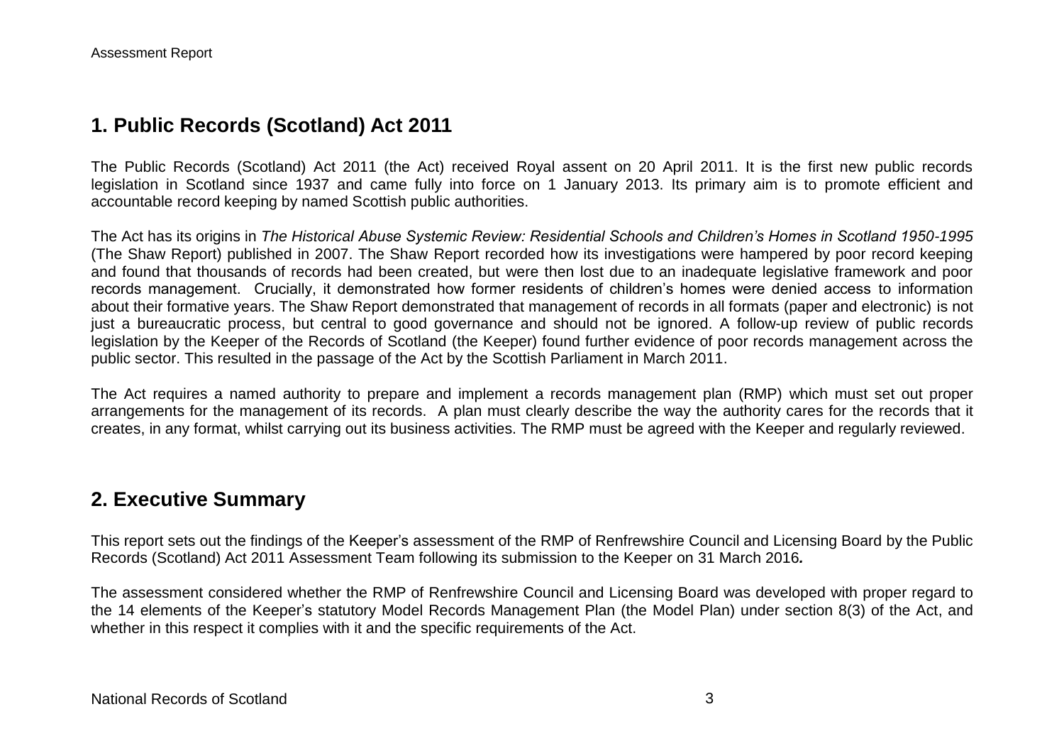## 1. Public Records (Scotland) Act 2011

The Public Records (Scotland) Act 2011 (the Act) received Royal assent on 20 April 2011. It is the first new public records legislation in Scotland since 1937 and came fully into force on 1 January 2013. Its primary aim is to promote efficient and accountable record keeping by named Scottish public authorities.

The Act has its origins in *The Historical Abuse Systemic Review: Residential Schools and Children's Homes in Scotland 1950-1995* (The Shaw Report) published in 2007. The Shaw Report recorded how its investigations were hampered by poor record keeping and found that thousands of records had been created, but were then lost due to an inadequate legislative framework and poor records management. Crucially, it demonstrated how former residents of children's homes were denied access to information about their formative years. The Shaw Report demonstrated that management of records in all formats (paper and electronic) is not just a bureaucratic process, but central to good governance and should not be ignored. A follow-up review of public records legislation by the Keeper of the Records of Scotland (the Keeper) found further evidence of poor records management across the public sector. This resulted in the passage of the Act by the Scottish Parliament in March 2011.

The Act requires a named authority to prepare and implement a records management plan (RMP) which must set out proper arrangements for the management of its records. A plan must clearly describe the way the authority cares for the records that it creates, in any format, whilst carrying out its business activities. The RMP must be agreed with the Keeper and regularly reviewed.

## 2. Executive Summary

This report sets out the findings of the Keeper's assessment of the RMP of Renfrewshire Council and Licensing Board by the Public Records (Scotland) Act 2011 Assessment Team following its submission to the Keeper on 31 March 2016.

The assessment considered whether the RMP of Renfrewshire Council and Licensing Board was developed with proper regard to the 14 elements of the Keeper's statutory Model Records Management Plan (the Model Plan) under section 8(3) of the Act, and whether in this respect it complies with it and the specific requirements of the Act.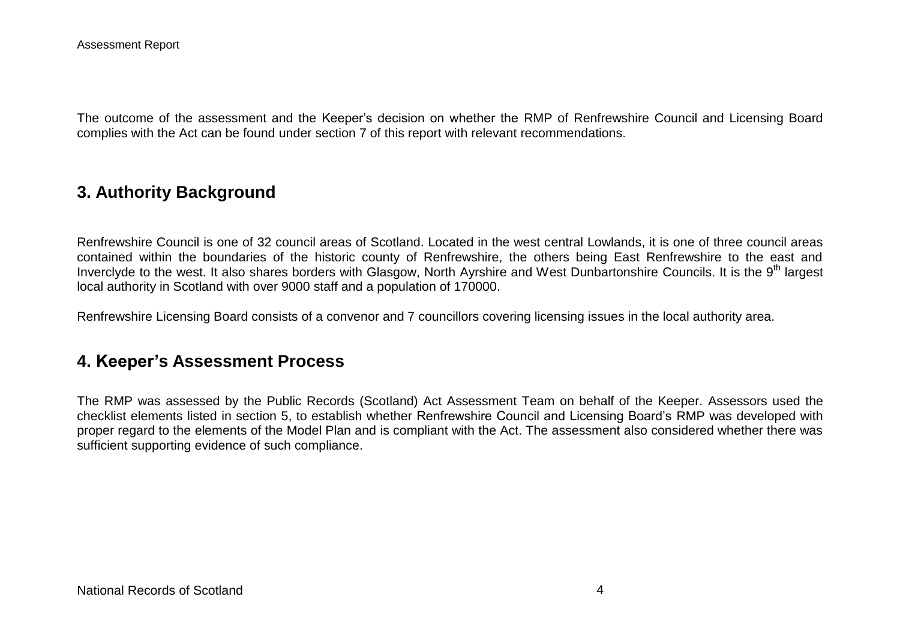The outcome of the assessment and the Keeper's decision on whether the RMP of Renfrewshire Council and Licensing Board complies with the Act can be found under section 7 of this report with relevant recommendations.

## 3. Authority Background

Renfrewshire Council is one of 32 council areas of Scotland. Located in the west central Lowlands, it is one of three council areas contained within the boundaries of the historic county of Renfrewshire, the others being East Renfrewshire to the east and Inverclyde to the west. It also shares borders with Glasgow, North Ayrshire and West Dunbartonshire Councils. It is the 9th largest local authority in Scotland with over 9000 staff and a population of 170000.

Renfrewshire Licensing Board consists of a convenor and 7 councillors covering licensing issues in the local authority area.

## 4. Keeper's Assessment Process

The RMP was assessed by the Public Records (Scotland) Act Assessment Team on behalf of the Keeper. Assessors used the checklist elements listed in section 5, to establish whether Renfrewshire Council and Licensing Board's RMP was developed with proper regard to the elements of the Model Plan and is compliant with the Act. The assessment also considered whether there was sufficient supporting evidence of such compliance.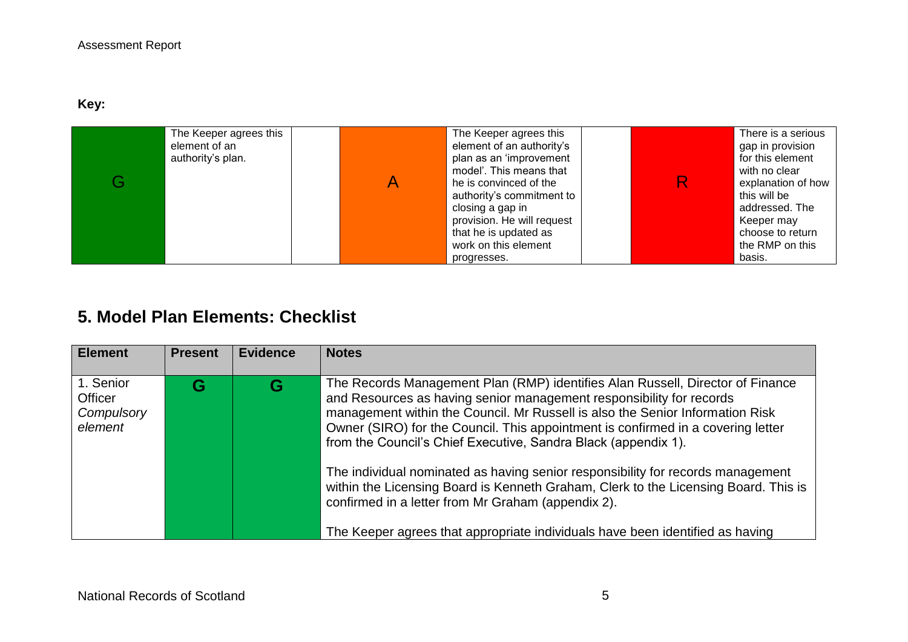**Key:**

| | | | | | | | |
|---|---|---|---|---|---|---|---|
| G | The Keeper agrees this element of an authority's plan. | | A | The Keeper agrees this element of an authority's plan as an 'improvement model'. This means that he is convinced of the authority's commitment to closing a gap in provision. He will request that he is updated as work on this element progresses. | | R | There is a serious gap in provision for this element with no clear explanation of how this will be addressed. The Keeper may choose to return the RMP on this basis. |

## 5. Model Plan Elements: Checklist

| Element | Present | Evidence | Notes |
|---|---|---|---|
| 1. Senior Officer *Compulsory element* | **G** | **G** | The Records Management Plan (RMP) identifies Alan Russell, Director of Finance and Resources as having senior management responsibility for records management within the Council. Mr Russell is also the Senior Information Risk Owner (SIRO) for the Council. This appointment is confirmed in a covering letter from the Council's Chief Executive, Sandra Black (appendix 1).<br><br>The individual nominated as having senior responsibility for records management within the Licensing Board is Kenneth Graham, Clerk to the Licensing Board. This is confirmed in a letter from Mr Graham (appendix 2).<br><br>The Keeper agrees that appropriate individuals have been identified as having |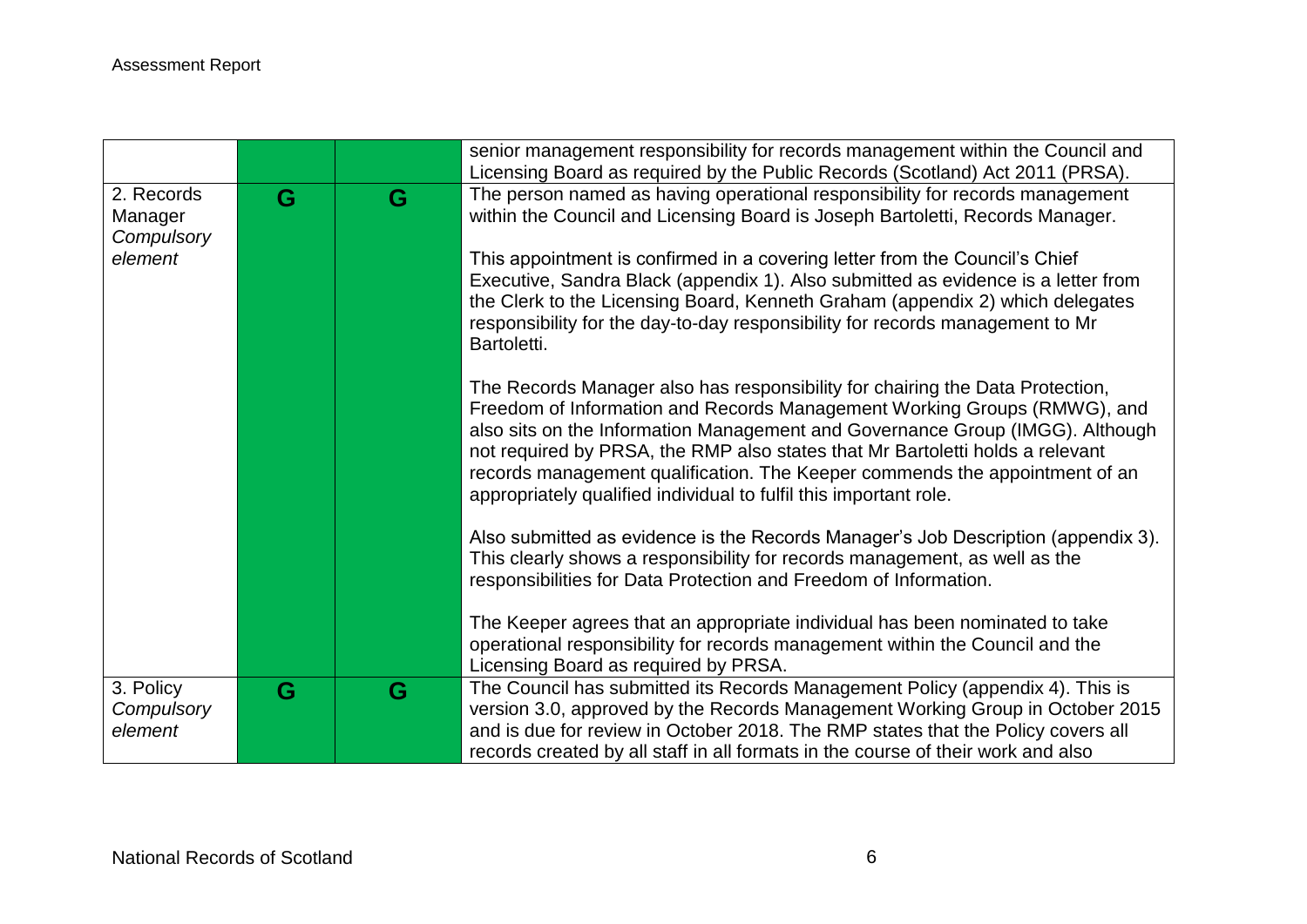| | | | |
|---|---|---|---|
| | | | senior management responsibility for records management within the Council and Licensing Board as required by the Public Records (Scotland) Act 2011 (PRSA). |
| 2. Records Manager *Compulsory element* | G | G | The person named as having operational responsibility for records management within the Council and Licensing Board is Joseph Bartoletti, Records Manager.<br><br>This appointment is confirmed in a covering letter from the Council's Chief Executive, Sandra Black (appendix 1). Also submitted as evidence is a letter from the Clerk to the Licensing Board, Kenneth Graham (appendix 2) which delegates responsibility for the day-to-day responsibility for records management to Mr Bartoletti.<br><br>The Records Manager also has responsibility for chairing the Data Protection, Freedom of Information and Records Management Working Groups (RMWG), and also sits on the Information Management and Governance Group (IMGG). Although not required by PRSA, the RMP also states that Mr Bartoletti holds a relevant records management qualification. The Keeper commends the appointment of an appropriately qualified individual to fulfil this important role.<br><br>Also submitted as evidence is the Records Manager's Job Description (appendix 3). This clearly shows a responsibility for records management, as well as the responsibilities for Data Protection and Freedom of Information.<br><br>The Keeper agrees that an appropriate individual has been nominated to take operational responsibility for records management within the Council and the Licensing Board as required by PRSA. |
| 3. Policy *Compulsory element* | G | G | The Council has submitted its Records Management Policy (appendix 4). This is version 3.0, approved by the Records Management Working Group in October 2015 and is due for review in October 2018. The RMP states that the Policy covers all records created by all staff in all formats in the course of their work and also |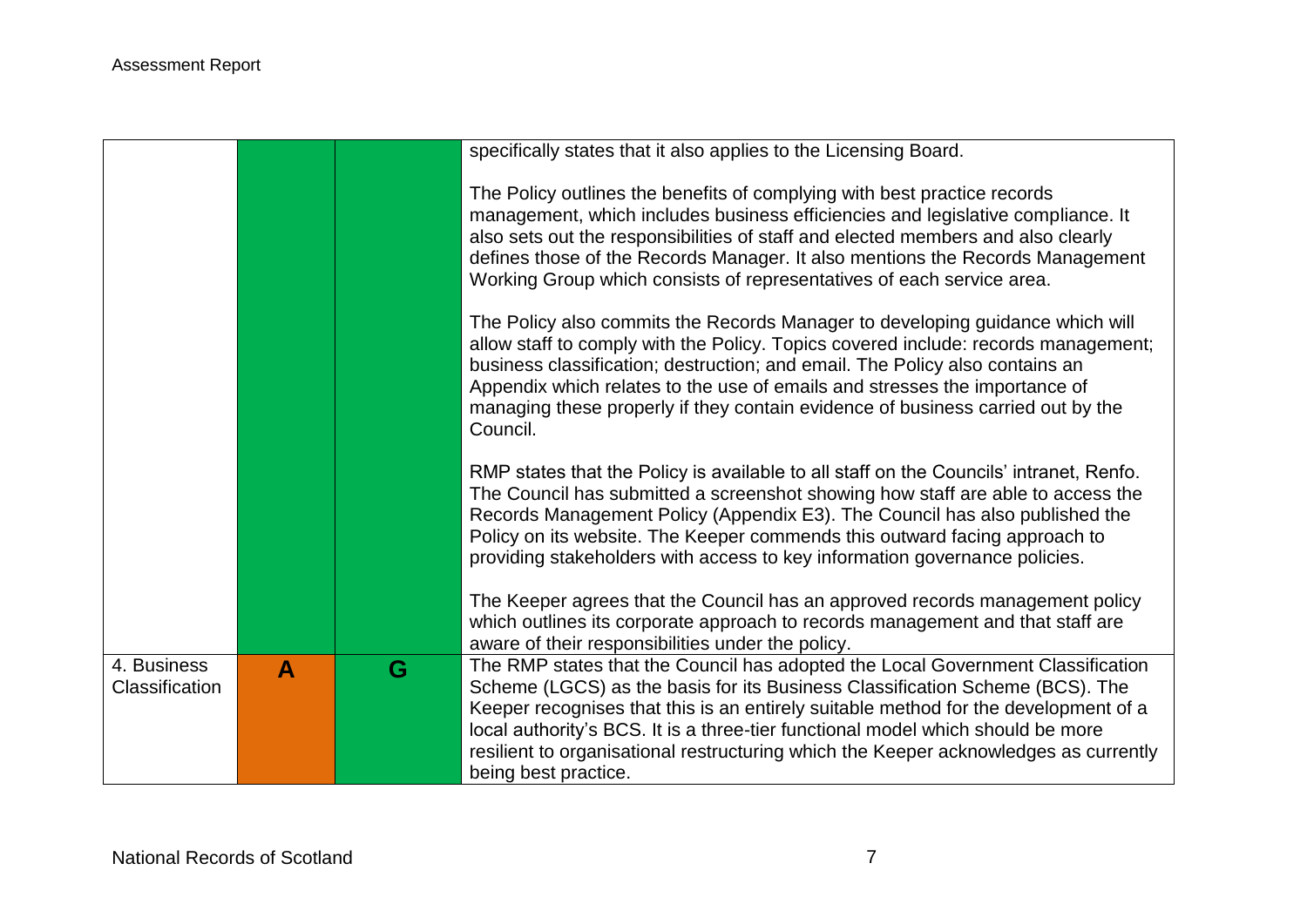| | | | |
|---|---|---|---|
| | | | specifically states that it also applies to the Licensing Board.<br><br>The Policy outlines the benefits of complying with best practice records management, which includes business efficiencies and legislative compliance. It also sets out the responsibilities of staff and elected members and also clearly defines those of the Records Manager. It also mentions the Records Management Working Group which consists of representatives of each service area.<br><br>The Policy also commits the Records Manager to developing guidance which will allow staff to comply with the Policy. Topics covered include: records management; business classification; destruction; and email. The Policy also contains an Appendix which relates to the use of emails and stresses the importance of managing these properly if they contain evidence of business carried out by the Council.<br><br>RMP states that the Policy is available to all staff on the Councils' intranet, Renfo. The Council has submitted a screenshot showing how staff are able to access the Records Management Policy (Appendix E3). The Council has also published the Policy on its website. The Keeper commends this outward facing approach to providing stakeholders with access to key information governance policies.<br><br>The Keeper agrees that the Council has an approved records management policy which outlines its corporate approach to records management and that staff are aware of their responsibilities under the policy. |
| 4. Business Classification | **A** | **G** | The RMP states that the Council has adopted the Local Government Classification Scheme (LGCS) as the basis for its Business Classification Scheme (BCS). The Keeper recognises that this is an entirely suitable method for the development of a local authority's BCS. It is a three-tier functional model which should be more resilient to organisational restructuring which the Keeper acknowledges as currently being best practice. |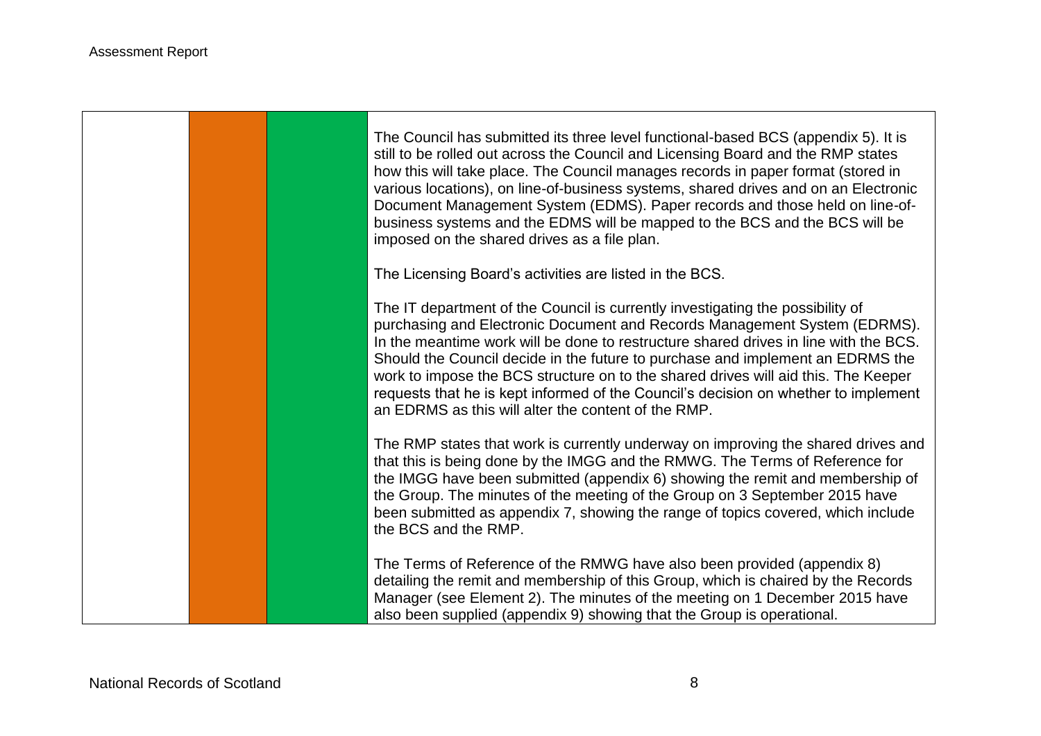| | | | |
|---|---|---|---|
| | | | The Council has submitted its three level functional-based BCS (appendix 5). It is still to be rolled out across the Council and Licensing Board and the RMP states how this will take place. The Council manages records in paper format (stored in various locations), on line-of-business systems, shared drives and on an Electronic Document Management System (EDMS). Paper records and those held on line-of-business systems and the EDMS will be mapped to the BCS and the BCS will be imposed on the shared drives as a file plan.<br><br>The Licensing Board's activities are listed in the BCS.<br><br>The IT department of the Council is currently investigating the possibility of purchasing and Electronic Document and Records Management System (EDRMS). In the meantime work will be done to restructure shared drives in line with the BCS. Should the Council decide in the future to purchase and implement an EDRMS the work to impose the BCS structure on to the shared drives will aid this. The Keeper requests that he is kept informed of the Council's decision on whether to implement an EDRMS as this will alter the content of the RMP.<br><br>The RMP states that work is currently underway on improving the shared drives and that this is being done by the IMGG and the RMWG. The Terms of Reference for the IMGG have been submitted (appendix 6) showing the remit and membership of the Group. The minutes of the meeting of the Group on 3 September 2015 have been submitted as appendix 7, showing the range of topics covered, which include the BCS and the RMP.<br><br>The Terms of Reference of the RMWG have also been provided (appendix 8) detailing the remit and membership of this Group, which is chaired by the Records Manager (see Element 2). The minutes of the meeting on 1 December 2015 have also been supplied (appendix 9) showing that the Group is operational. |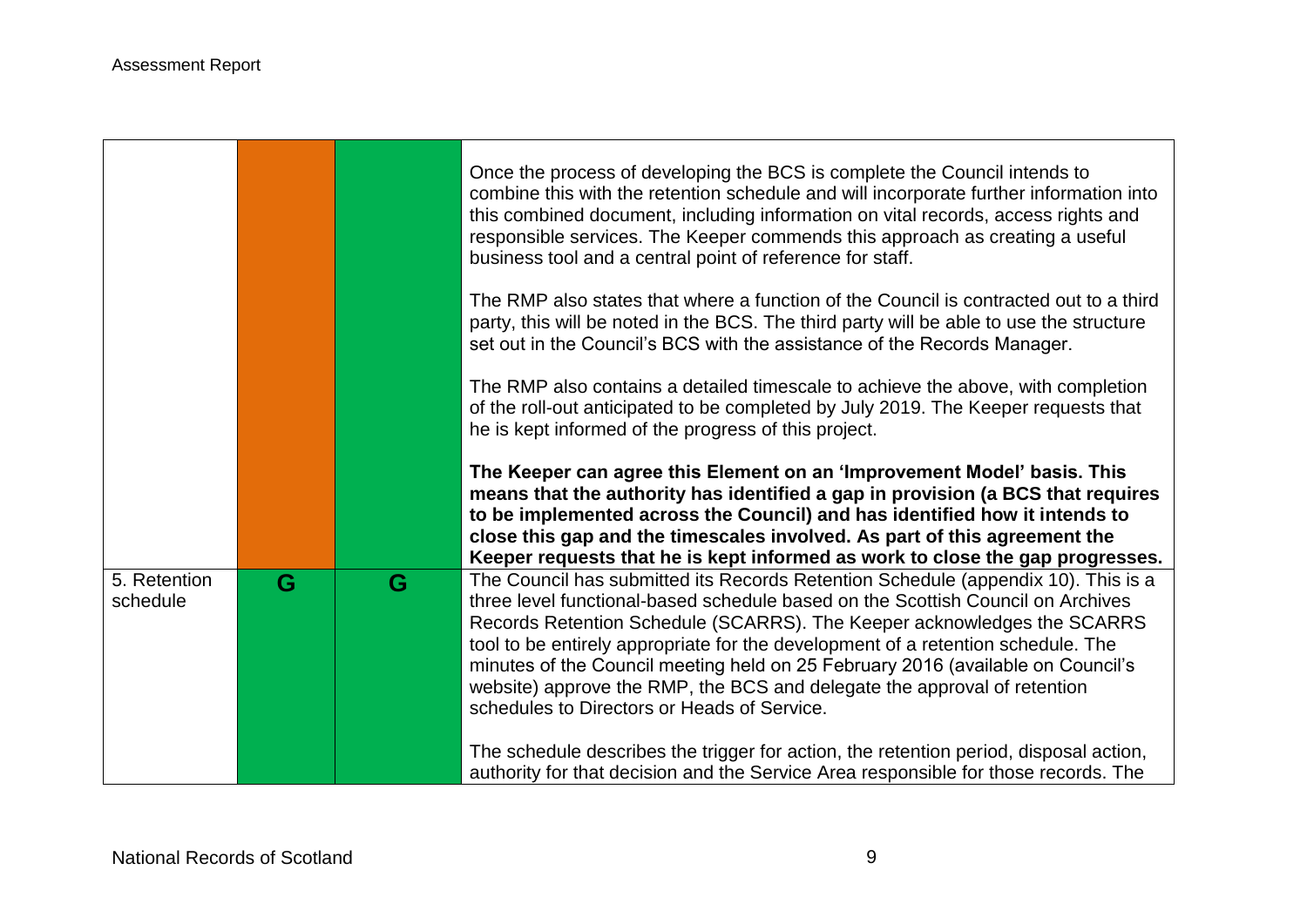| | | | |
|---|---|---|---|
| | | | Once the process of developing the BCS is complete the Council intends to combine this with the retention schedule and will incorporate further information into this combined document, including information on vital records, access rights and responsible services. The Keeper commends this approach as creating a useful business tool and a central point of reference for staff.<br><br>The RMP also states that where a function of the Council is contracted out to a third party, this will be noted in the BCS. The third party will be able to use the structure set out in the Council's BCS with the assistance of the Records Manager.<br><br>The RMP also contains a detailed timescale to achieve the above, with completion of the roll-out anticipated to be completed by July 2019. The Keeper requests that he is kept informed of the progress of this project.<br><br>**The Keeper can agree this Element on an 'Improvement Model' basis. This means that the authority has identified a gap in provision (a BCS that requires to be implemented across the Council) and has identified how it intends to close this gap and the timescales involved. As part of this agreement the Keeper requests that he is kept informed as work to close the gap progresses.** |
| 5. Retention schedule | G | G | The Council has submitted its Records Retention Schedule (appendix 10). This is a three level functional-based schedule based on the Scottish Council on Archives Records Retention Schedule (SCARRS). The Keeper acknowledges the SCARRS tool to be entirely appropriate for the development of a retention schedule. The minutes of the Council meeting held on 25 February 2016 (available on Council's website) approve the RMP, the BCS and delegate the approval of retention schedules to Directors or Heads of Service.<br><br>The schedule describes the trigger for action, the retention period, disposal action, authority for that decision and the Service Area responsible for those records. The |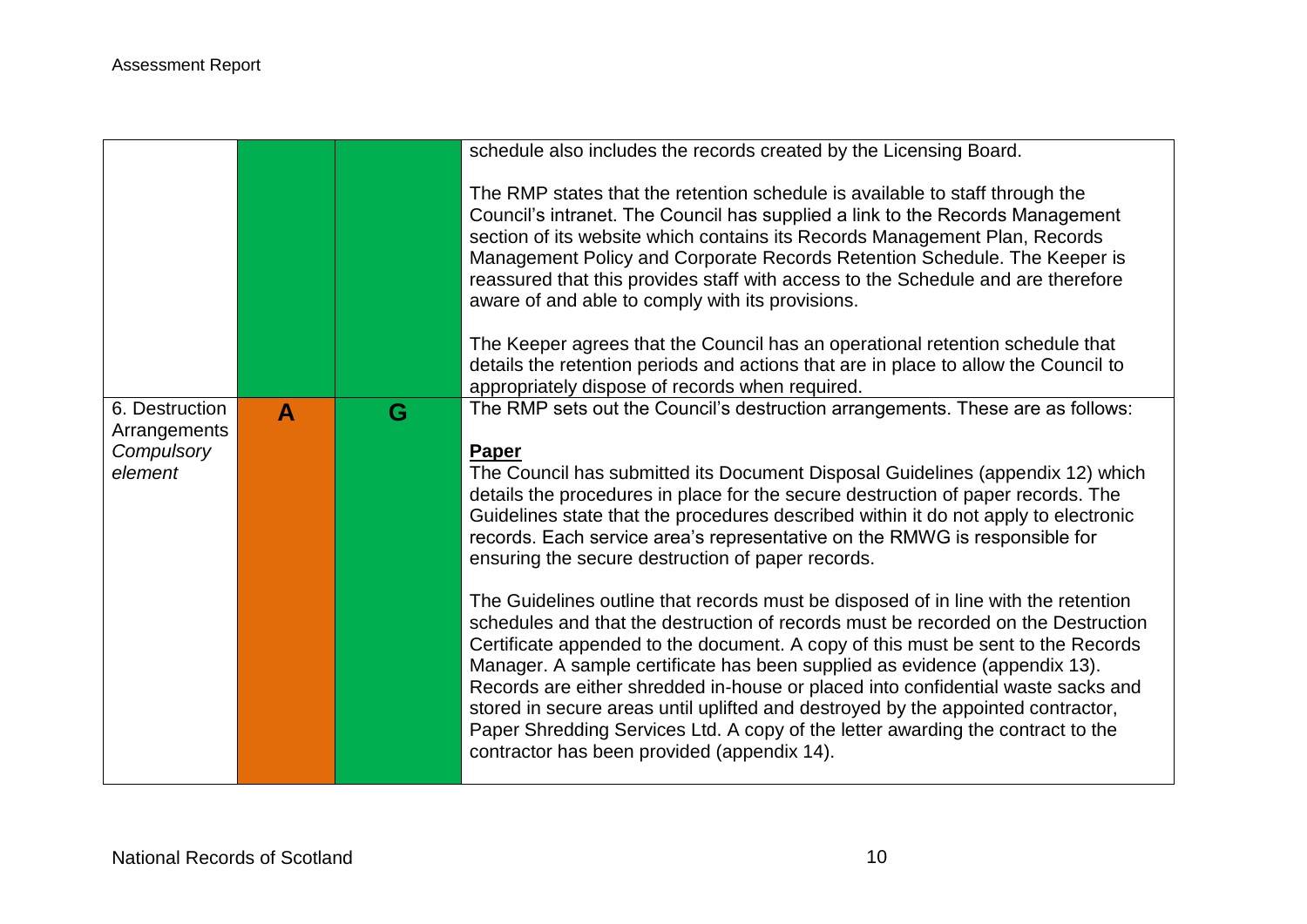| | | | |
|---|---|---|---|
| | | | schedule also includes the records created by the Licensing Board.<br><br>The RMP states that the retention schedule is available to staff through the Council's intranet. The Council has supplied a link to the Records Management section of its website which contains its Records Management Plan, Records Management Policy and Corporate Records Retention Schedule. The Keeper is reassured that this provides staff with access to the Schedule and are therefore aware of and able to comply with its provisions.<br><br>The Keeper agrees that the Council has an operational retention schedule that details the retention periods and actions that are in place to allow the Council to appropriately dispose of records when required. |
| 6. Destruction Arrangements *Compulsory element* | **A** | **G** | The RMP sets out the Council's destruction arrangements. These are as follows:<br><br>**Paper**<br>The Council has submitted its Document Disposal Guidelines (appendix 12) which details the procedures in place for the secure destruction of paper records. The Guidelines state that the procedures described within it do not apply to electronic records. Each service area's representative on the RMWG is responsible for ensuring the secure destruction of paper records.<br><br>The Guidelines outline that records must be disposed of in line with the retention schedules and that the destruction of records must be recorded on the Destruction Certificate appended to the document. A copy of this must be sent to the Records Manager. A sample certificate has been supplied as evidence (appendix 13). Records are either shredded in-house or placed into confidential waste sacks and stored in secure areas until uplifted and destroyed by the appointed contractor, Paper Shredding Services Ltd. A copy of the letter awarding the contract to the contractor has been provided (appendix 14). |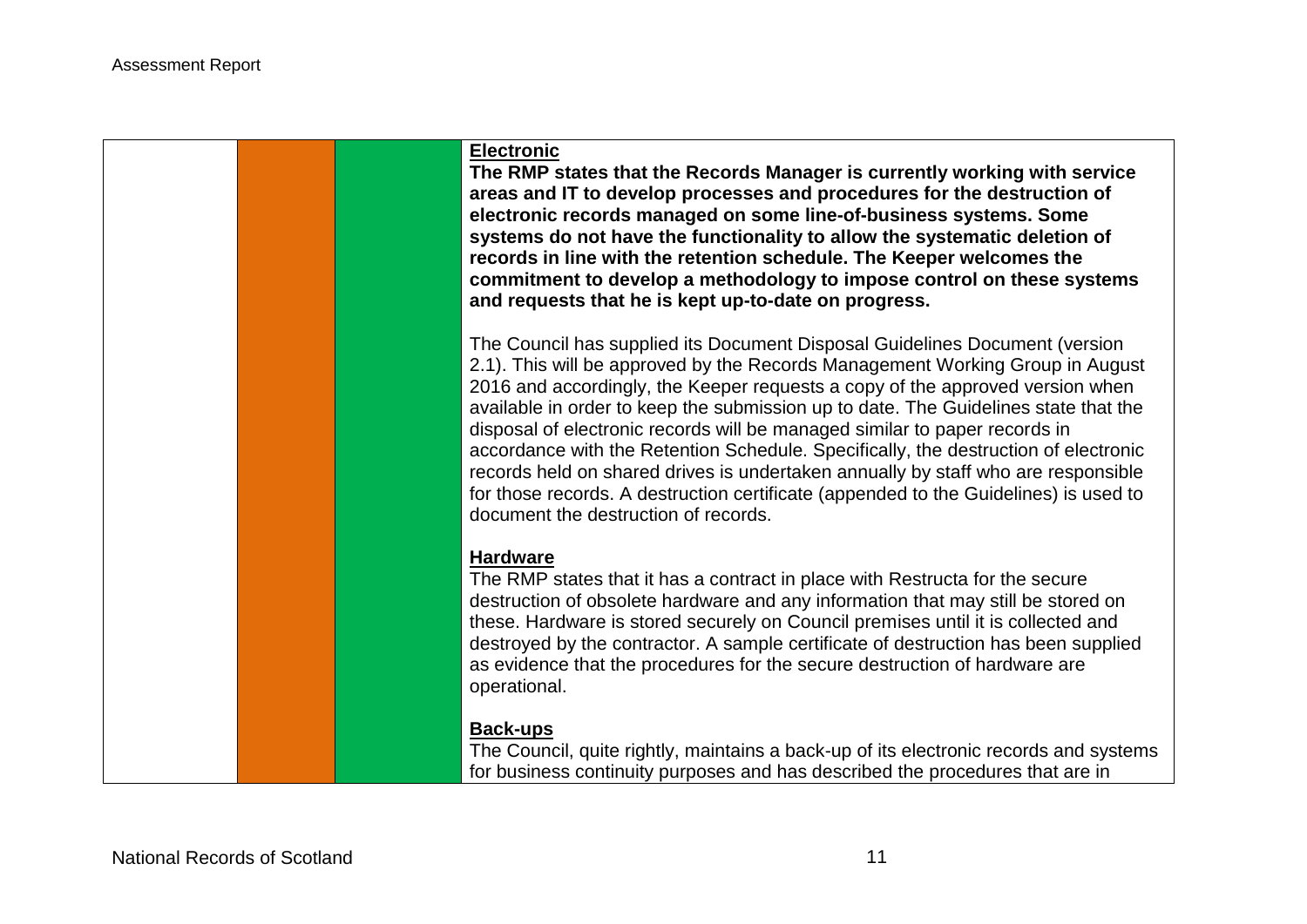| | | | |
|---|---|---|---|
| | | | **Electronic**<br>**The RMP states that the Records Manager is currently working with service areas and IT to develop processes and procedures for the destruction of electronic records managed on some line-of-business systems. Some systems do not have the functionality to allow the systematic deletion of records in line with the retention schedule. The Keeper welcomes the commitment to develop a methodology to impose control on these systems and requests that he is kept up-to-date on progress.**<br><br>The Council has supplied its Document Disposal Guidelines Document (version 2.1). This will be approved by the Records Management Working Group in August 2016 and accordingly, the Keeper requests a copy of the approved version when available in order to keep the submission up to date. The Guidelines state that the disposal of electronic records will be managed similar to paper records in accordance with the Retention Schedule. Specifically, the destruction of electronic records held on shared drives is undertaken annually by staff who are responsible for those records. A destruction certificate (appended to the Guidelines) is used to document the destruction of records.<br><br>**Hardware**<br>The RMP states that it has a contract in place with Restructa for the secure destruction of obsolete hardware and any information that may still be stored on these. Hardware is stored securely on Council premises until it is collected and destroyed by the contractor. A sample certificate of destruction has been supplied as evidence that the procedures for the secure destruction of hardware are operational.<br><br>**Back-ups**<br>The Council, quite rightly, maintains a back-up of its electronic records and systems for business continuity purposes and has described the procedures that are in |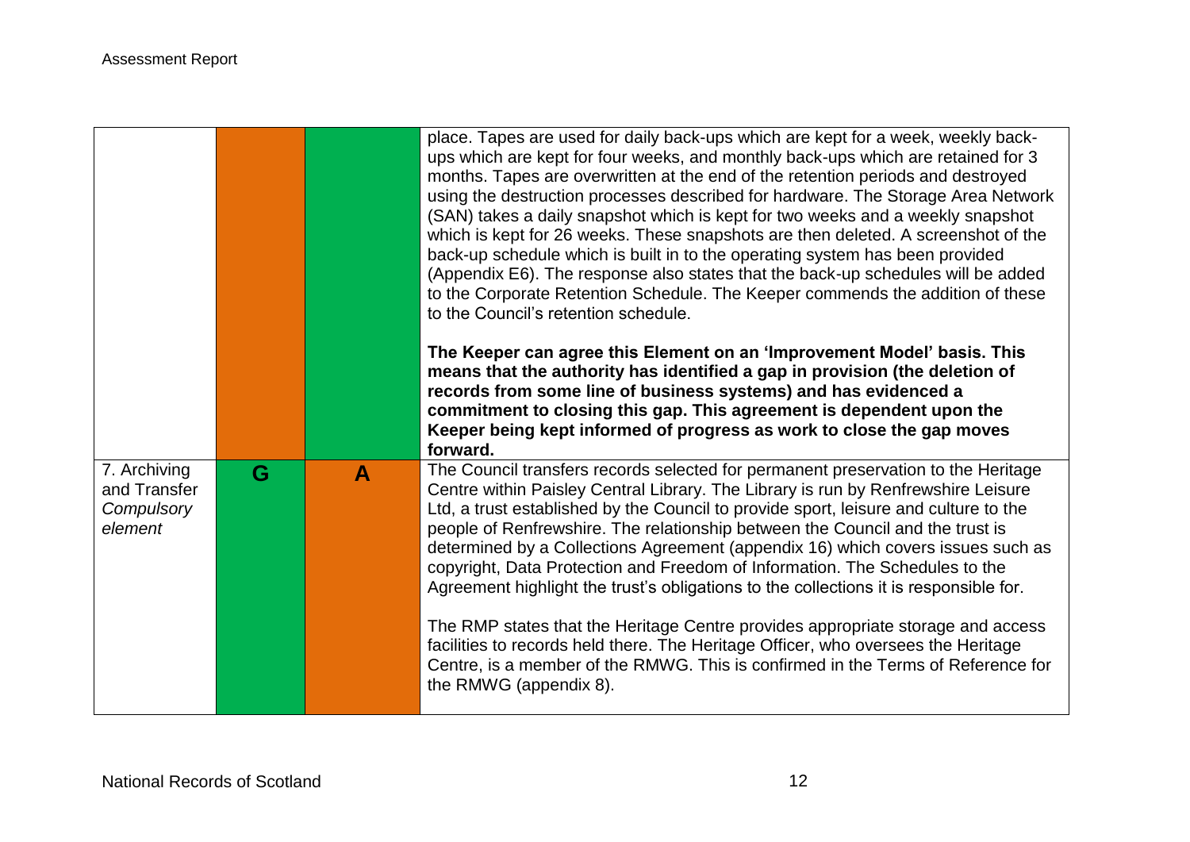| | | | |
|---|---|---|---|
| | | | place. Tapes are used for daily back-ups which are kept for a week, weekly back-ups which are kept for four weeks, and monthly back-ups which are retained for 3 months. Tapes are overwritten at the end of the retention periods and destroyed using the destruction processes described for hardware. The Storage Area Network (SAN) takes a daily snapshot which is kept for two weeks and a weekly snapshot which is kept for 26 weeks. These snapshots are then deleted. A screenshot of the back-up schedule which is built in to the operating system has been provided (Appendix E6). The response also states that the back-up schedules will be added to the Corporate Retention Schedule. The Keeper commends the addition of these to the Council's retention schedule.<br><br>**The Keeper can agree this Element on an 'Improvement Model' basis. This means that the authority has identified a gap in provision (the deletion of records from some line of business systems) and has evidenced a commitment to closing this gap. This agreement is dependent upon the Keeper being kept informed of progress as work to close the gap moves forward.** |
| 7. Archiving and Transfer *Compulsory element* | **G** | **A** | The Council transfers records selected for permanent preservation to the Heritage Centre within Paisley Central Library. The Library is run by Renfrewshire Leisure Ltd, a trust established by the Council to provide sport, leisure and culture to the people of Renfrewshire. The relationship between the Council and the trust is determined by a Collections Agreement (appendix 16) which covers issues such as copyright, Data Protection and Freedom of Information. The Schedules to the Agreement highlight the trust's obligations to the collections it is responsible for.<br><br>The RMP states that the Heritage Centre provides appropriate storage and access facilities to records held there. The Heritage Officer, who oversees the Heritage Centre, is a member of the RMWG. This is confirmed in the Terms of Reference for the RMWG (appendix 8). |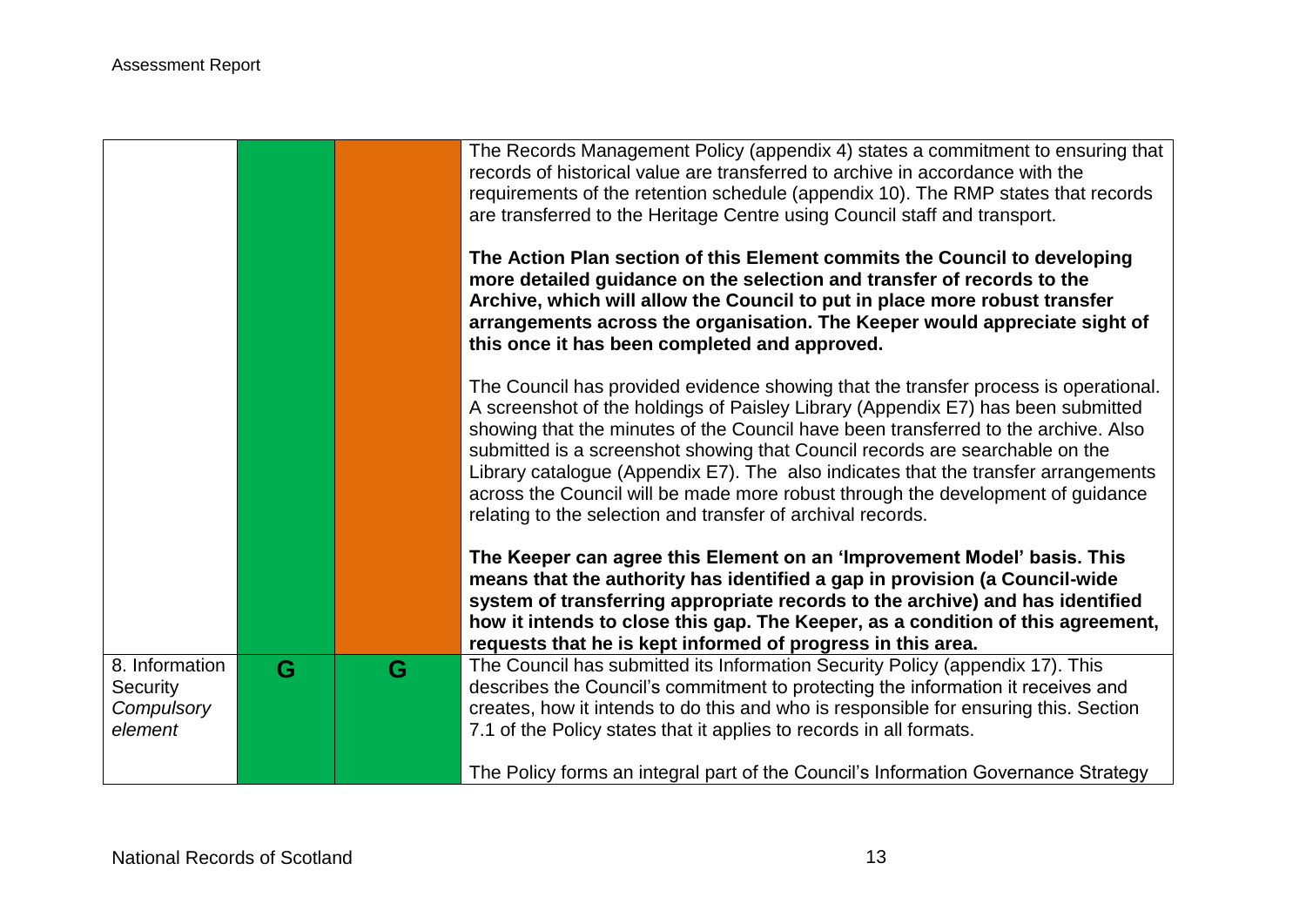| | | | |
|---|---|---|---|
| | | | The Records Management Policy (appendix 4) states a commitment to ensuring that records of historical value are transferred to archive in accordance with the requirements of the retention schedule (appendix 10). The RMP states that records are transferred to the Heritage Centre using Council staff and transport.<br><br>**The Action Plan section of this Element commits the Council to developing more detailed guidance on the selection and transfer of records to the Archive, which will allow the Council to put in place more robust transfer arrangements across the organisation. The Keeper would appreciate sight of this once it has been completed and approved.**<br><br>The Council has provided evidence showing that the transfer process is operational. A screenshot of the holdings of Paisley Library (Appendix E7) has been submitted showing that the minutes of the Council have been transferred to the archive. Also submitted is a screenshot showing that Council records are searchable on the Library catalogue (Appendix E7). The also indicates that the transfer arrangements across the Council will be made more robust through the development of guidance relating to the selection and transfer of archival records.<br><br>**The Keeper can agree this Element on an 'Improvement Model' basis. This means that the authority has identified a gap in provision (a Council-wide system of transferring appropriate records to the archive) and has identified how it intends to close this gap. The Keeper, as a condition of this agreement, requests that he is kept informed of progress in this area.** |
| 8. Information Security *Compulsory element* | G | G | The Council has submitted its Information Security Policy (appendix 17). This describes the Council's commitment to protecting the information it receives and creates, how it intends to do this and who is responsible for ensuring this. Section 7.1 of the Policy states that it applies to records in all formats.<br><br>The Policy forms an integral part of the Council's Information Governance Strategy |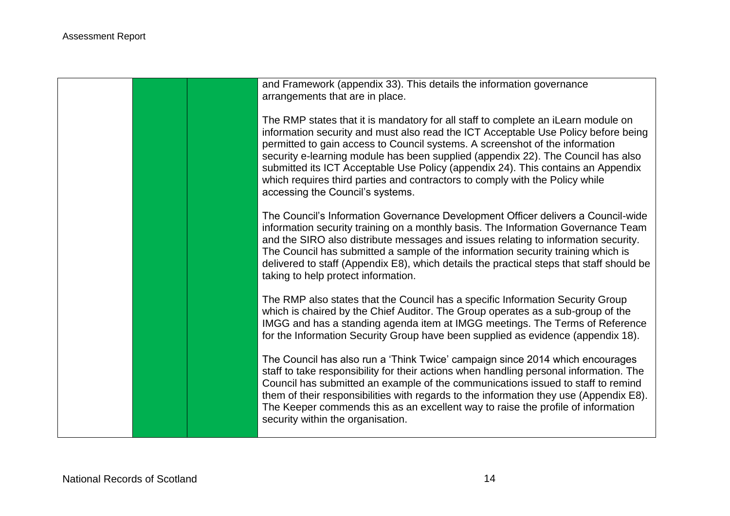| | | | |
|---|---|---|---|
| | | | and Framework (appendix 33). This details the information governance arrangements that are in place.<br><br>The RMP states that it is mandatory for all staff to complete an iLearn module on information security and must also read the ICT Acceptable Use Policy before being permitted to gain access to Council systems. A screenshot of the information security e-learning module has been supplied (appendix 22). The Council has also submitted its ICT Acceptable Use Policy (appendix 24). This contains an Appendix which requires third parties and contractors to comply with the Policy while accessing the Council's systems.<br><br>The Council's Information Governance Development Officer delivers a Council-wide information security training on a monthly basis. The Information Governance Team and the SIRO also distribute messages and issues relating to information security. The Council has submitted a sample of the information security training which is delivered to staff (Appendix E8), which details the practical steps that staff should be taking to help protect information.<br><br>The RMP also states that the Council has a specific Information Security Group which is chaired by the Chief Auditor. The Group operates as a sub-group of the IMGG and has a standing agenda item at IMGG meetings. The Terms of Reference for the Information Security Group have been supplied as evidence (appendix 18).<br><br>The Council has also run a 'Think Twice' campaign since 2014 which encourages staff to take responsibility for their actions when handling personal information. The Council has submitted an example of the communications issued to staff to remind them of their responsibilities with regards to the information they use (Appendix E8). The Keeper commends this as an excellent way to raise the profile of information security within the organisation. |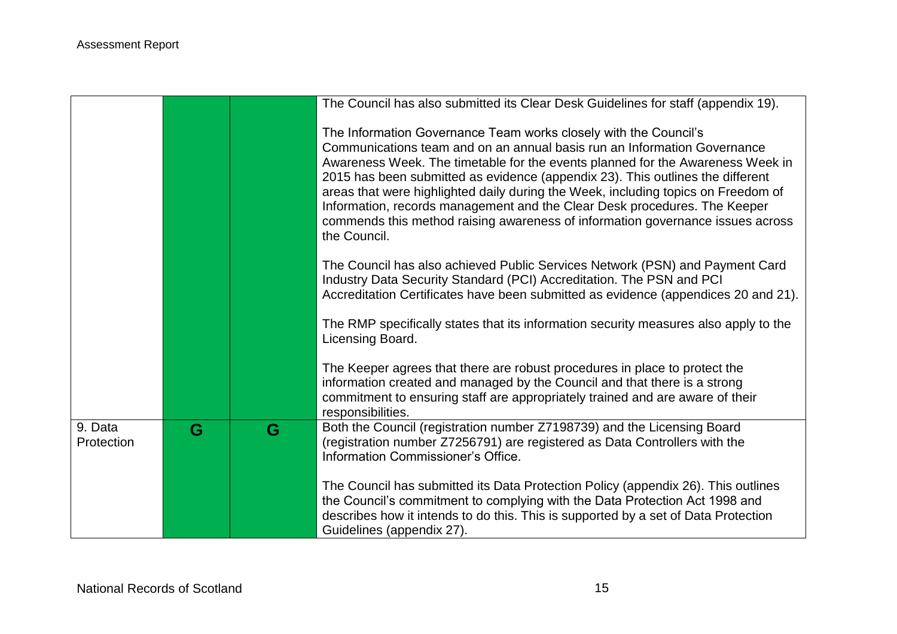| | | | |
|---|---|---|---|
| | | | The Council has also submitted its Clear Desk Guidelines for staff (appendix 19).<br><br>The Information Governance Team works closely with the Council's Communications team and on an annual basis run an Information Governance Awareness Week. The timetable for the events planned for the Awareness Week in 2015 has been submitted as evidence (appendix 23). This outlines the different areas that were highlighted daily during the Week, including topics on Freedom of Information, records management and the Clear Desk procedures. The Keeper commends this method raising awareness of information governance issues across the Council.<br><br>The Council has also achieved Public Services Network (PSN) and Payment Card Industry Data Security Standard (PCI) Accreditation. The PSN and PCI Accreditation Certificates have been submitted as evidence (appendices 20 and 21).<br><br>The RMP specifically states that its information security measures also apply to the Licensing Board.<br><br>The Keeper agrees that there are robust procedures in place to protect the information created and managed by the Council and that there is a strong commitment to ensuring staff are appropriately trained and are aware of their responsibilities. |
| 9. Data Protection | G | G | Both the Council (registration number Z7198739) and the Licensing Board (registration number Z7256791) are registered as Data Controllers with the Information Commissioner's Office.<br><br>The Council has submitted its Data Protection Policy (appendix 26). This outlines the Council's commitment to complying with the Data Protection Act 1998 and describes how it intends to do this. This is supported by a set of Data Protection Guidelines (appendix 27). |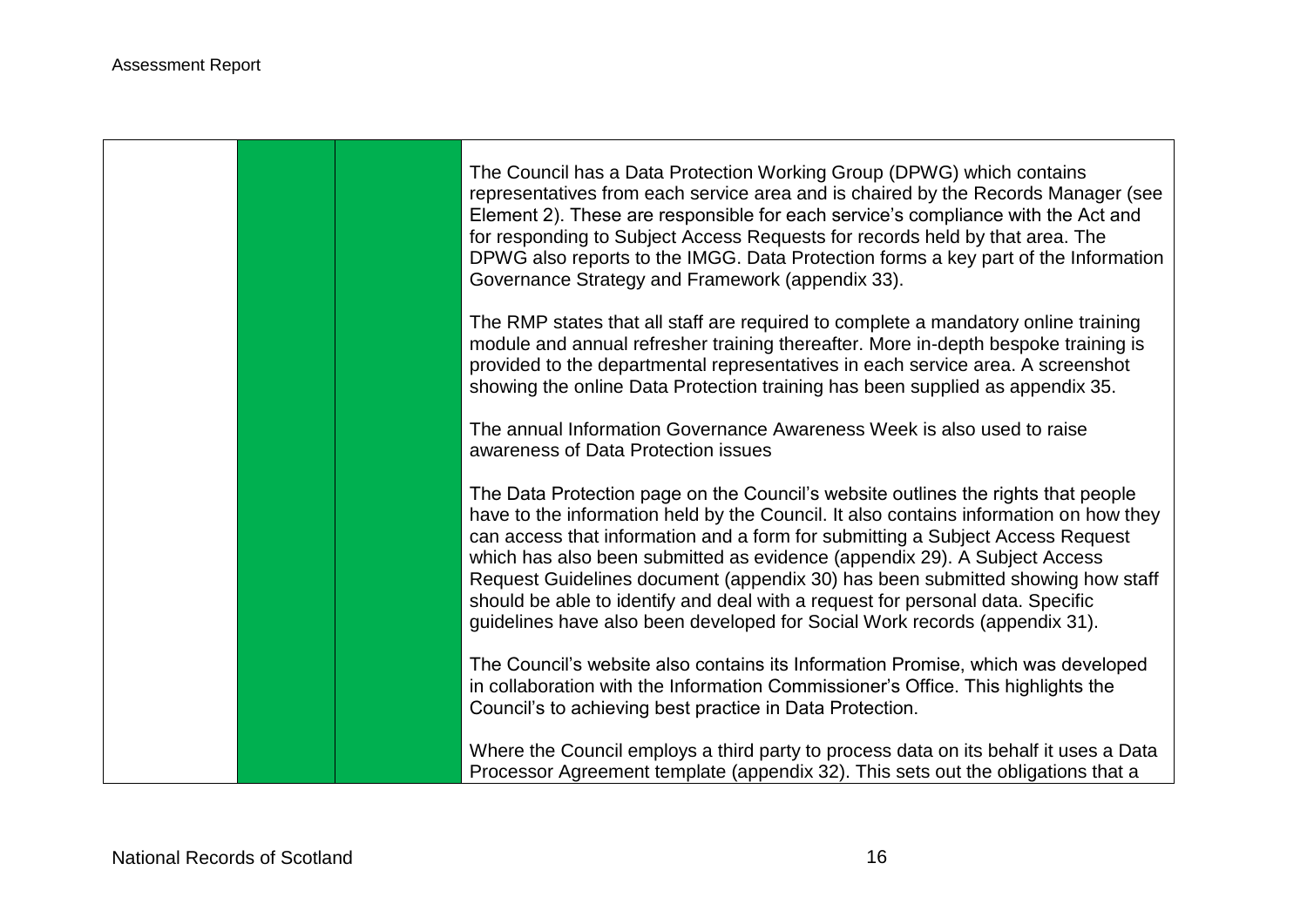| | | | |
|---|---|---|---|
| | | | The Council has a Data Protection Working Group (DPWG) which contains representatives from each service area and is chaired by the Records Manager (see Element 2). These are responsible for each service's compliance with the Act and for responding to Subject Access Requests for records held by that area. The DPWG also reports to the IMGG. Data Protection forms a key part of the Information Governance Strategy and Framework (appendix 33).<br><br>The RMP states that all staff are required to complete a mandatory online training module and annual refresher training thereafter. More in-depth bespoke training is provided to the departmental representatives in each service area. A screenshot showing the online Data Protection training has been supplied as appendix 35.<br><br>The annual Information Governance Awareness Week is also used to raise awareness of Data Protection issues<br><br>The Data Protection page on the Council's website outlines the rights that people have to the information held by the Council. It also contains information on how they can access that information and a form for submitting a Subject Access Request which has also been submitted as evidence (appendix 29). A Subject Access Request Guidelines document (appendix 30) has been submitted showing how staff should be able to identify and deal with a request for personal data. Specific guidelines have also been developed for Social Work records (appendix 31).<br><br>The Council's website also contains its Information Promise, which was developed in collaboration with the Information Commissioner's Office. This highlights the Council's to achieving best practice in Data Protection.<br><br>Where the Council employs a third party to process data on its behalf it uses a Data Processor Agreement template (appendix 32). This sets out the obligations that a |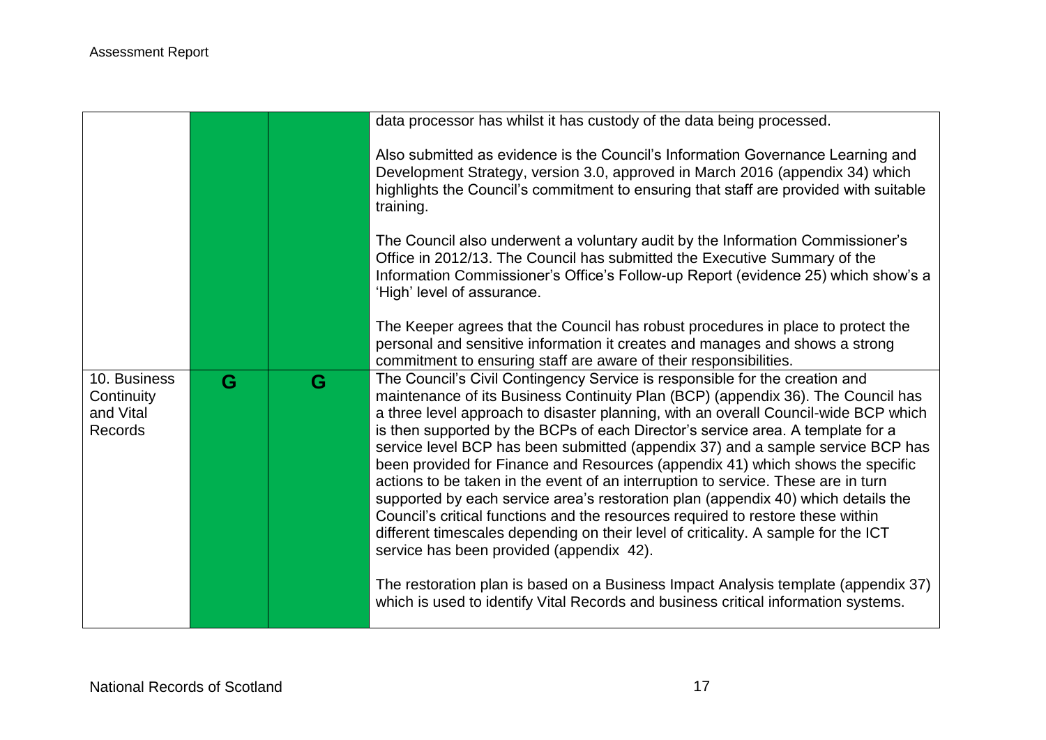| | | | |
|---|---|---|---|
| | | | data processor has whilst it has custody of the data being processed.<br><br>Also submitted as evidence is the Council's Information Governance Learning and Development Strategy, version 3.0, approved in March 2016 (appendix 34) which highlights the Council's commitment to ensuring that staff are provided with suitable training.<br><br>The Council also underwent a voluntary audit by the Information Commissioner's Office in 2012/13. The Council has submitted the Executive Summary of the Information Commissioner's Office's Follow-up Report (evidence 25) which show's a 'High' level of assurance.<br><br>The Keeper agrees that the Council has robust procedures in place to protect the personal and sensitive information it creates and manages and shows a strong commitment to ensuring staff are aware of their responsibilities. |
| 10. Business Continuity and Vital Records | G | G | The Council's Civil Contingency Service is responsible for the creation and maintenance of its Business Continuity Plan (BCP) (appendix 36). The Council has a three level approach to disaster planning, with an overall Council-wide BCP which is then supported by the BCPs of each Director's service area. A template for a service level BCP has been submitted (appendix 37) and a sample service BCP has been provided for Finance and Resources (appendix 41) which shows the specific actions to be taken in the event of an interruption to service. These are in turn supported by each service area's restoration plan (appendix 40) which details the Council's critical functions and the resources required to restore these within different timescales depending on their level of criticality. A sample for the ICT service has been provided (appendix 42).<br><br>The restoration plan is based on a Business Impact Analysis template (appendix 37) which is used to identify Vital Records and business critical information systems. |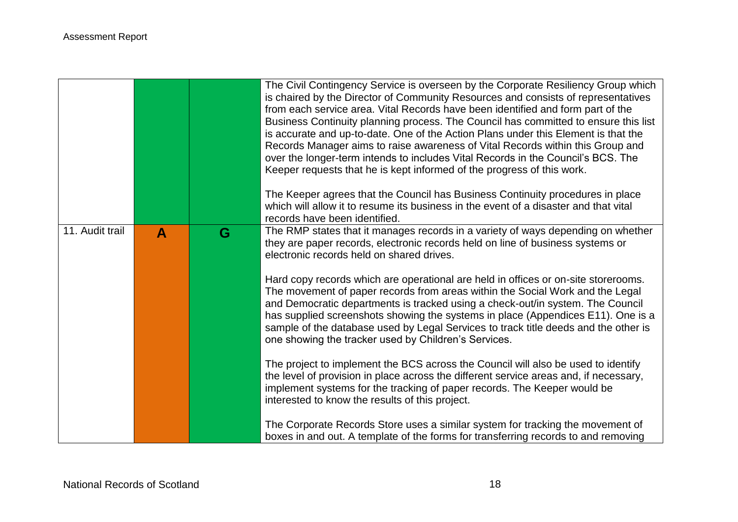| | | | |
|---|---|---|---|
| | | | The Civil Contingency Service is overseen by the Corporate Resiliency Group which is chaired by the Director of Community Resources and consists of representatives from each service area. Vital Records have been identified and form part of the Business Continuity planning process. The Council has committed to ensure this list is accurate and up-to-date. One of the Action Plans under this Element is that the Records Manager aims to raise awareness of Vital Records within this Group and over the longer-term intends to includes Vital Records in the Council's BCS. The Keeper requests that he is kept informed of the progress of this work.<br><br>The Keeper agrees that the Council has Business Continuity procedures in place which will allow it to resume its business in the event of a disaster and that vital records have been identified. |
| 11. Audit trail | **A** | **G** | The RMP states that it manages records in a variety of ways depending on whether they are paper records, electronic records held on line of business systems or electronic records held on shared drives.<br><br>Hard copy records which are operational are held in offices or on-site storerooms. The movement of paper records from areas within the Social Work and the Legal and Democratic departments is tracked using a check-out/in system. The Council has supplied screenshots showing the systems in place (Appendices E11). One is a sample of the database used by Legal Services to track title deeds and the other is one showing the tracker used by Children's Services.<br><br>The project to implement the BCS across the Council will also be used to identify the level of provision in place across the different service areas and, if necessary, implement systems for the tracking of paper records. The Keeper would be interested to know the results of this project.<br><br>The Corporate Records Store uses a similar system for tracking the movement of boxes in and out. A template of the forms for transferring records to and removing |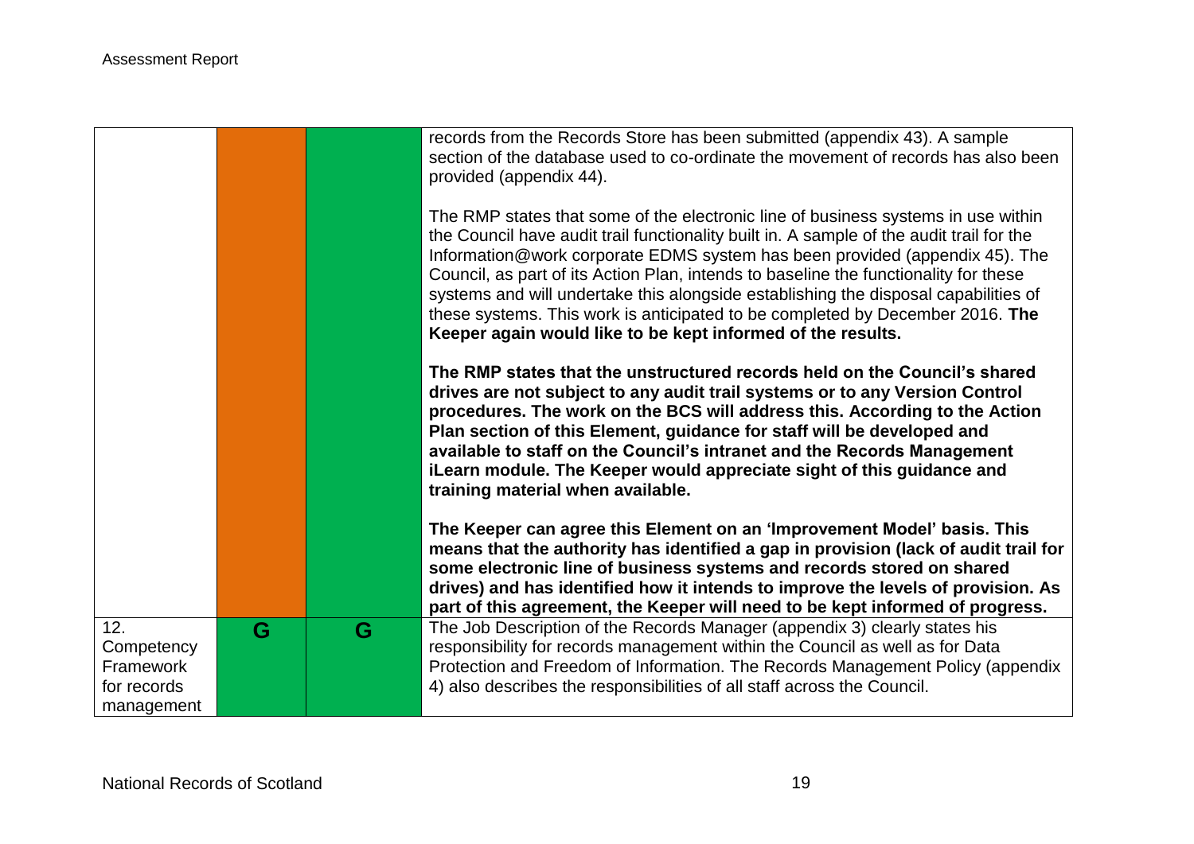| | | | |
|---|---|---|---|
| | | | records from the Records Store has been submitted (appendix 43). A sample section of the database used to co-ordinate the movement of records has also been provided (appendix 44).<br><br>The RMP states that some of the electronic line of business systems in use within the Council have audit trail functionality built in. A sample of the audit trail for the Information@work corporate EDMS system has been provided (appendix 45). The Council, as part of its Action Plan, intends to baseline the functionality for these systems and will undertake this alongside establishing the disposal capabilities of these systems. This work is anticipated to be completed by December 2016. **The Keeper again would like to be kept informed of the results.**<br><br>**The RMP states that the unstructured records held on the Council's shared drives are not subject to any audit trail systems or to any Version Control procedures. The work on the BCS will address this. According to the Action Plan section of this Element, guidance for staff will be developed and available to staff on the Council's intranet and the Records Management iLearn module. The Keeper would appreciate sight of this guidance and training material when available.**<br><br>**The Keeper can agree this Element on an 'Improvement Model' basis. This means that the authority has identified a gap in provision (lack of audit trail for some electronic line of business systems and records stored on shared drives) and has identified how it intends to improve the levels of provision. As part of this agreement, the Keeper will need to be kept informed of progress.** |
| 12. Competency Framework for records management | G | G | The Job Description of the Records Manager (appendix 3) clearly states his responsibility for records management within the Council as well as for Data Protection and Freedom of Information. The Records Management Policy (appendix 4) also describes the responsibilities of all staff across the Council. |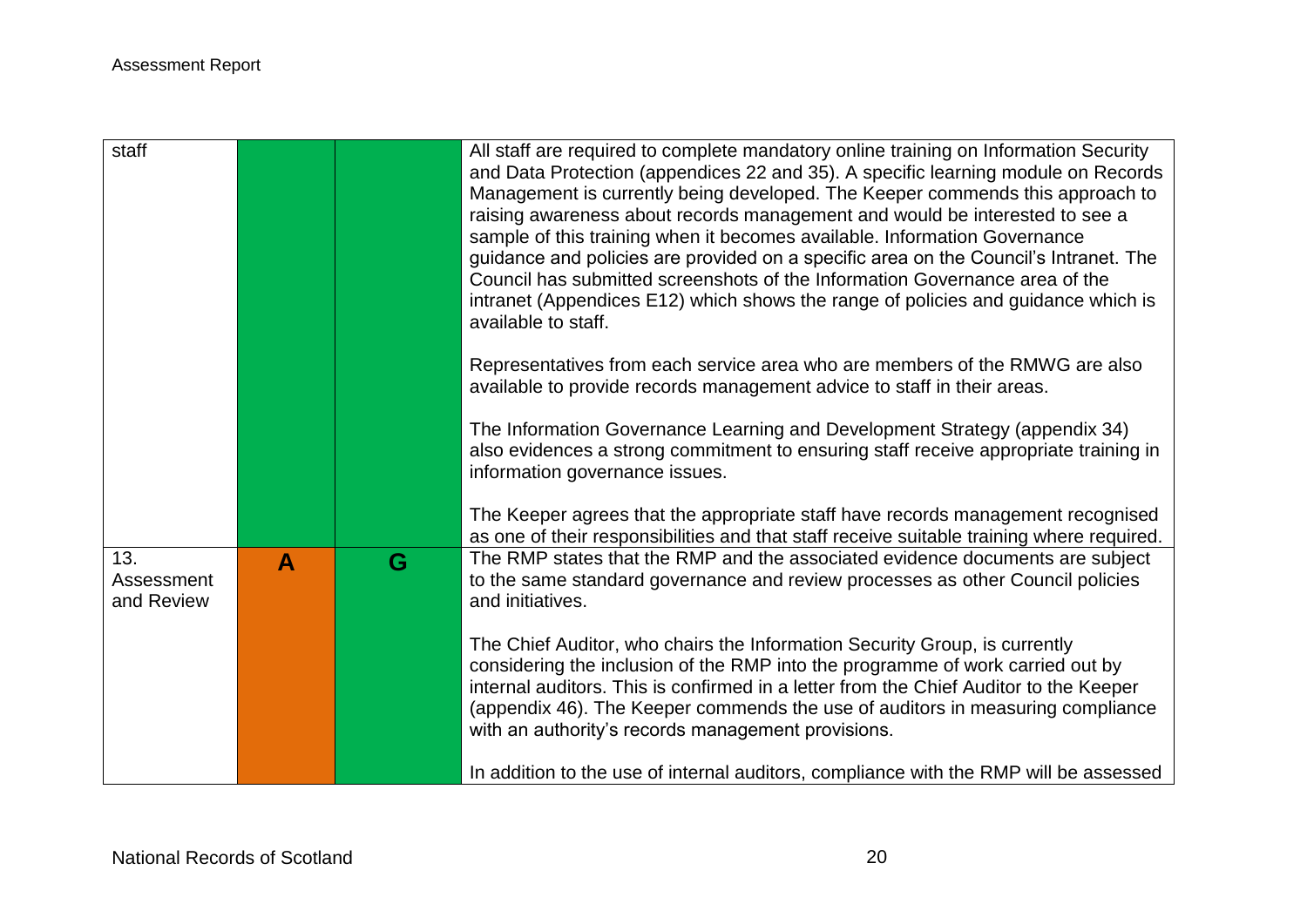| | | | |
|---|---|---|---|
| staff | | | All staff are required to complete mandatory online training on Information Security and Data Protection (appendices 22 and 35). A specific learning module on Records Management is currently being developed. The Keeper commends this approach to raising awareness about records management and would be interested to see a sample of this training when it becomes available. Information Governance guidance and policies are provided on a specific area on the Council's Intranet. The Council has submitted screenshots of the Information Governance area of the intranet (Appendices E12) which shows the range of policies and guidance which is available to staff.<br><br>Representatives from each service area who are members of the RMWG are also available to provide records management advice to staff in their areas.<br><br>The Information Governance Learning and Development Strategy (appendix 34) also evidences a strong commitment to ensuring staff receive appropriate training in information governance issues.<br><br>The Keeper agrees that the appropriate staff have records management recognised as one of their responsibilities and that staff receive suitable training where required. |
| 13. Assessment and Review | A | G | The RMP states that the RMP and the associated evidence documents are subject to the same standard governance and review processes as other Council policies and initiatives.<br><br>The Chief Auditor, who chairs the Information Security Group, is currently considering the inclusion of the RMP into the programme of work carried out by internal auditors. This is confirmed in a letter from the Chief Auditor to the Keeper (appendix 46). The Keeper commends the use of auditors in measuring compliance with an authority's records management provisions.<br><br>In addition to the use of internal auditors, compliance with the RMP will be assessed |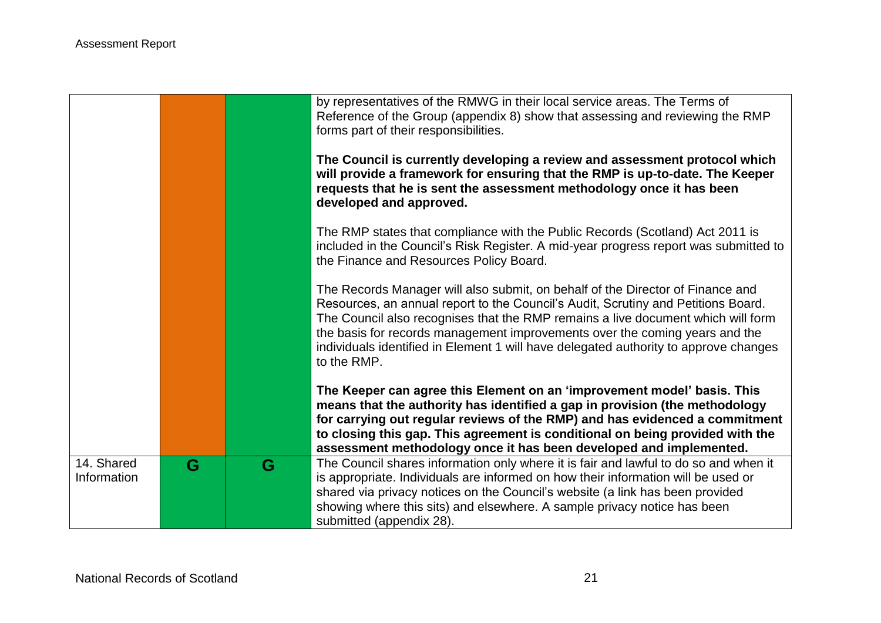| | | | |
|---|---|---|---|
| | | | by representatives of the RMWG in their local service areas. The Terms of Reference of the Group (appendix 8) show that assessing and reviewing the RMP forms part of their responsibilities.<br><br>**The Council is currently developing a review and assessment protocol which will provide a framework for ensuring that the RMP is up-to-date. The Keeper requests that he is sent the assessment methodology once it has been developed and approved.**<br><br>The RMP states that compliance with the Public Records (Scotland) Act 2011 is included in the Council's Risk Register. A mid-year progress report was submitted to the Finance and Resources Policy Board.<br><br>The Records Manager will also submit, on behalf of the Director of Finance and Resources, an annual report to the Council's Audit, Scrutiny and Petitions Board. The Council also recognises that the RMP remains a live document which will form the basis for records management improvements over the coming years and the individuals identified in Element 1 will have delegated authority to approve changes to the RMP.<br><br>**The Keeper can agree this Element on an 'improvement model' basis. This means that the authority has identified a gap in provision (the methodology for carrying out regular reviews of the RMP) and has evidenced a commitment to closing this gap. This agreement is conditional on being provided with the assessment methodology once it has been developed and implemented.** |
| 14. Shared Information | G | G | The Council shares information only where it is fair and lawful to do so and when it is appropriate. Individuals are informed on how their information will be used or shared via privacy notices on the Council's website (a link has been provided showing where this sits) and elsewhere. A sample privacy notice has been submitted (appendix 28). |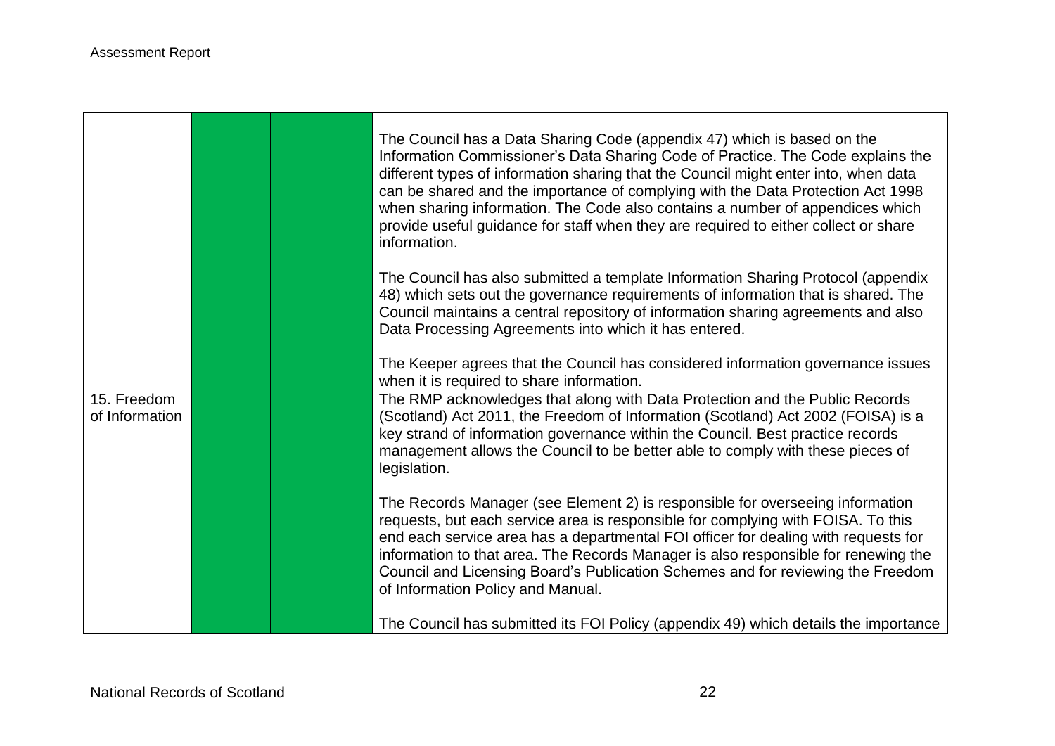| | | | |
|---|---|---|---|
| | | | The Council has a Data Sharing Code (appendix 47) which is based on the Information Commissioner's Data Sharing Code of Practice. The Code explains the different types of information sharing that the Council might enter into, when data can be shared and the importance of complying with the Data Protection Act 1998 when sharing information. The Code also contains a number of appendices which provide useful guidance for staff when they are required to either collect or share information.<br><br>The Council has also submitted a template Information Sharing Protocol (appendix 48) which sets out the governance requirements of information that is shared. The Council maintains a central repository of information sharing agreements and also Data Processing Agreements into which it has entered.<br><br>The Keeper agrees that the Council has considered information governance issues when it is required to share information. |
| 15. Freedom of Information | | | The RMP acknowledges that along with Data Protection and the Public Records (Scotland) Act 2011, the Freedom of Information (Scotland) Act 2002 (FOISA) is a key strand of information governance within the Council. Best practice records management allows the Council to be better able to comply with these pieces of legislation.<br><br>The Records Manager (see Element 2) is responsible for overseeing information requests, but each service area is responsible for complying with FOISA. To this end each service area has a departmental FOI officer for dealing with requests for information to that area. The Records Manager is also responsible for renewing the Council and Licensing Board's Publication Schemes and for reviewing the Freedom of Information Policy and Manual.<br><br>The Council has submitted its FOI Policy (appendix 49) which details the importance |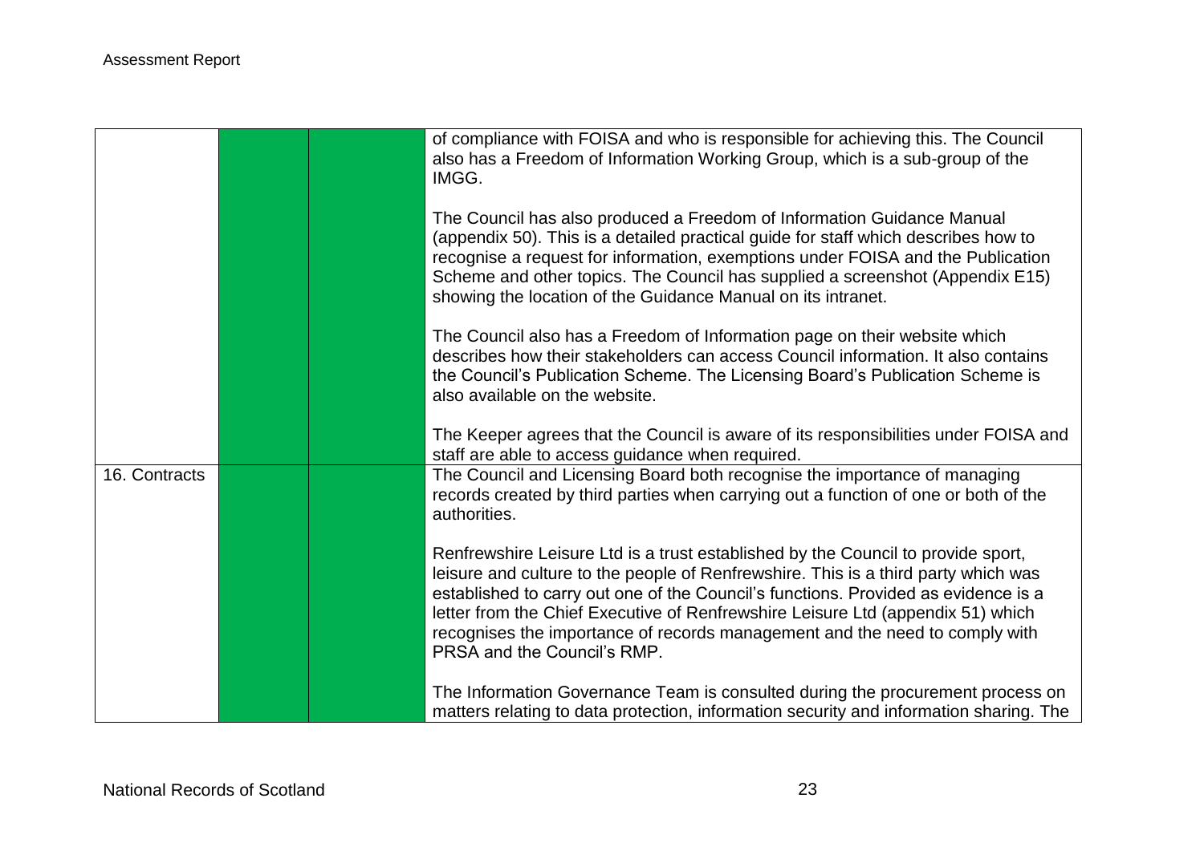| | | | |
|---|---|---|---|
| | | | of compliance with FOISA and who is responsible for achieving this. The Council also has a Freedom of Information Working Group, which is a sub-group of the IMGG.<br><br>The Council has also produced a Freedom of Information Guidance Manual (appendix 50). This is a detailed practical guide for staff which describes how to recognise a request for information, exemptions under FOISA and the Publication Scheme and other topics. The Council has supplied a screenshot (Appendix E15) showing the location of the Guidance Manual on its intranet.<br><br>The Council also has a Freedom of Information page on their website which describes how their stakeholders can access Council information. It also contains the Council's Publication Scheme. The Licensing Board's Publication Scheme is also available on the website.<br><br>The Keeper agrees that the Council is aware of its responsibilities under FOISA and staff are able to access guidance when required. |
| 16. Contracts | | | The Council and Licensing Board both recognise the importance of managing records created by third parties when carrying out a function of one or both of the authorities.<br><br>Renfrewshire Leisure Ltd is a trust established by the Council to provide sport, leisure and culture to the people of Renfrewshire. This is a third party which was established to carry out one of the Council's functions. Provided as evidence is a letter from the Chief Executive of Renfrewshire Leisure Ltd (appendix 51) which recognises the importance of records management and the need to comply with PRSA and the Council's RMP.<br><br>The Information Governance Team is consulted during the procurement process on matters relating to data protection, information security and information sharing. The |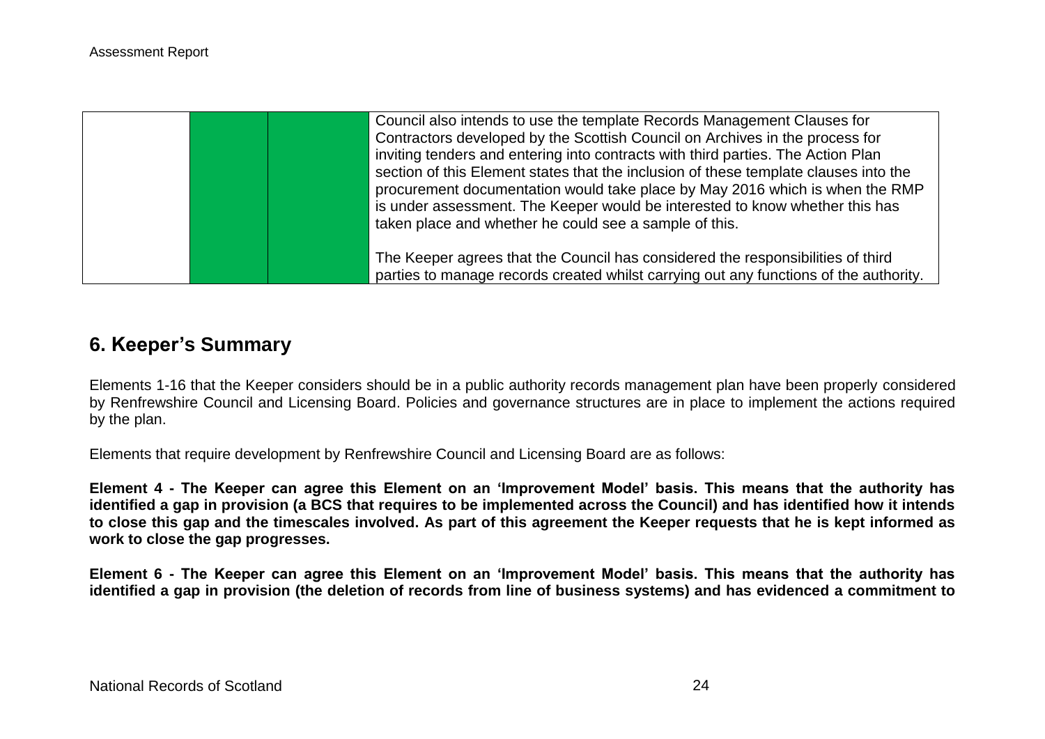|  |  |  | Council also intends to use the template Records Management Clauses for Contractors developed by the Scottish Council on Archives in the process for inviting tenders and entering into contracts with third parties. The Action Plan section of this Element states that the inclusion of these template clauses into the procurement documentation would take place by May 2016 which is when the RMP is under assessment. The Keeper would be interested to know whether this has taken place and whether he could see a sample of this.<br><br>The Keeper agrees that the Council has considered the responsibilities of third parties to manage records created whilst carrying out any functions of the authority. |
|---|---|---|---|

## 6. Keeper's Summary

Elements 1-16 that the Keeper considers should be in a public authority records management plan have been properly considered by Renfrewshire Council and Licensing Board. Policies and governance structures are in place to implement the actions required by the plan.

Elements that require development by Renfrewshire Council and Licensing Board are as follows:

**Element 4 - The Keeper can agree this Element on an 'Improvement Model' basis. This means that the authority has identified a gap in provision (a BCS that requires to be implemented across the Council) and has identified how it intends to close this gap and the timescales involved. As part of this agreement the Keeper requests that he is kept informed as work to close the gap progresses.**

**Element 6 - The Keeper can agree this Element on an 'Improvement Model' basis. This means that the authority has identified a gap in provision (the deletion of records from line of business systems) and has evidenced a commitment to**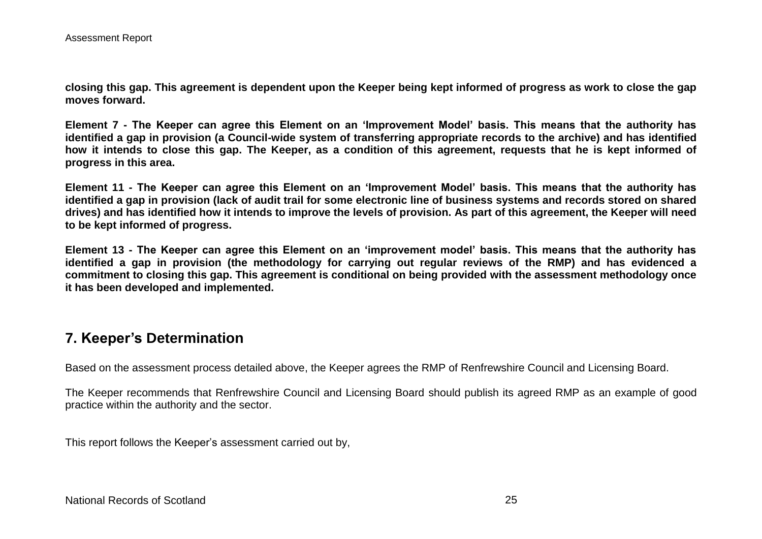**closing this gap. This agreement is dependent upon the Keeper being kept informed of progress as work to close the gap moves forward.**

**Element 7 - The Keeper can agree this Element on an 'Improvement Model' basis. This means that the authority has identified a gap in provision (a Council-wide system of transferring appropriate records to the archive) and has identified how it intends to close this gap. The Keeper, as a condition of this agreement, requests that he is kept informed of progress in this area.**

**Element 11 - The Keeper can agree this Element on an 'Improvement Model' basis. This means that the authority has identified a gap in provision (lack of audit trail for some electronic line of business systems and records stored on shared drives) and has identified how it intends to improve the levels of provision. As part of this agreement, the Keeper will need to be kept informed of progress.**

**Element 13 - The Keeper can agree this Element on an 'improvement model' basis. This means that the authority has identified a gap in provision (the methodology for carrying out regular reviews of the RMP) and has evidenced a commitment to closing this gap. This agreement is conditional on being provided with the assessment methodology once it has been developed and implemented.**

## 7. Keeper's Determination

Based on the assessment process detailed above, the Keeper agrees the RMP of Renfrewshire Council and Licensing Board.

The Keeper recommends that Renfrewshire Council and Licensing Board should publish its agreed RMP as an example of good practice within the authority and the sector.

This report follows the Keeper's assessment carried out by,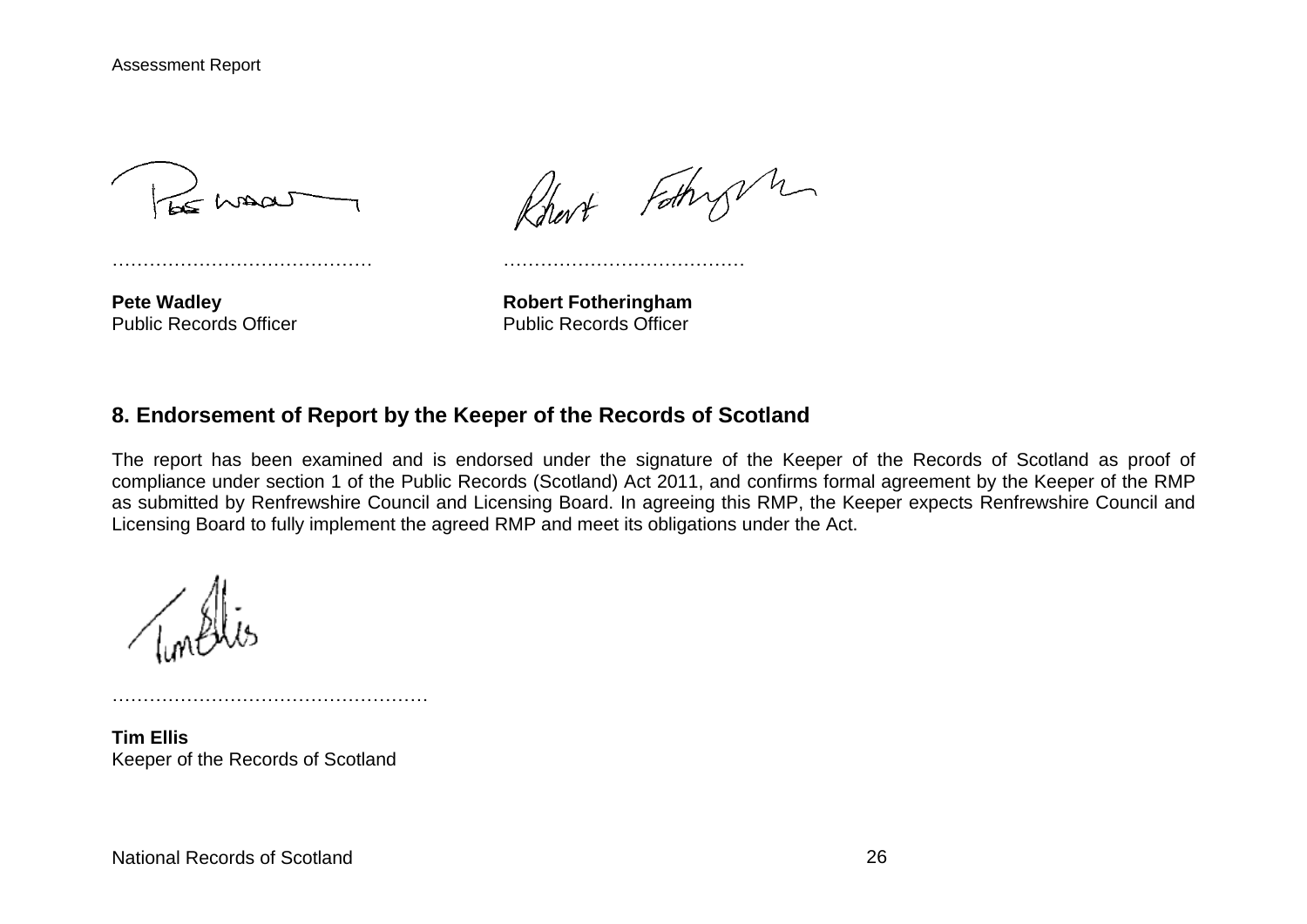…………………………………… ……………………………………

**Pete Wadley**
Public Records Officer

**Robert Fotheringham**
Public Records Officer

## 8. Endorsement of Report by the Keeper of the Records of Scotland

The report has been examined and is endorsed under the signature of the Keeper of the Records of Scotland as proof of compliance under section 1 of the Public Records (Scotland) Act 2011, and confirms formal agreement by the Keeper of the RMP as submitted by Renfrewshire Council and Licensing Board. In agreeing this RMP, the Keeper expects Renfrewshire Council and Licensing Board to fully implement the agreed RMP and meet its obligations under the Act.

……………………………………………

**Tim Ellis**
Keeper of the Records of Scotland